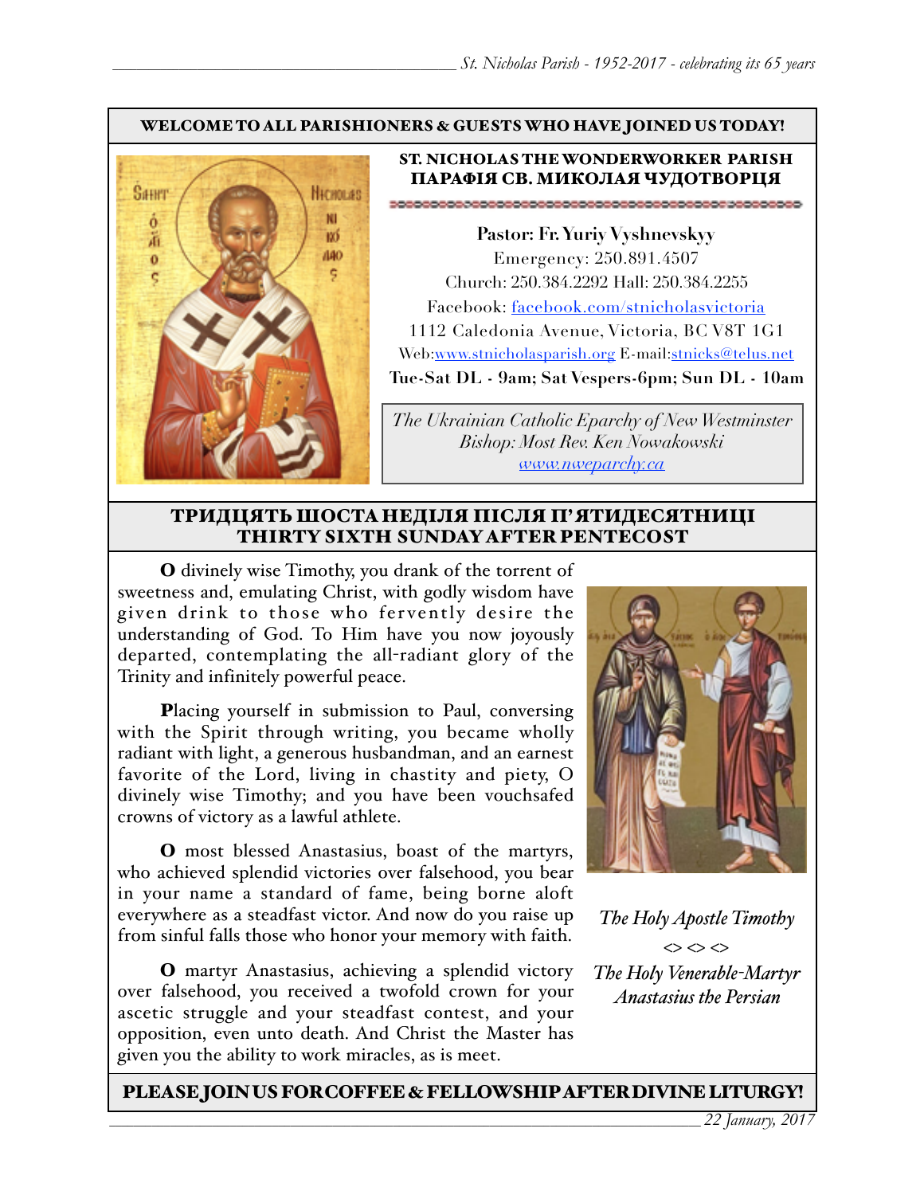**WELCOME TO ALL PARISHIONERS & GUESTS WHO HAVE JOINED US TODAY!**

**ST. NICHOLAS THE WONDERWORKER PARISH**
**ПАРАФІЯ СВ. МИКОЛАЯ ЧУДОТВОРЦЯ**

**Pastor: Fr. Yuriy Vyshnevskyy**
Emergency: 250.891.4507
Church: 250.384.2292 Hall: 250.384.2255
Facebook: facebook.com/stnicholasvictoria
1112 Caledonia Avenue, Victoria, BC V8T 1G1
Web:www.stnicholasparish.org E-mail:stnicks@telus.net
**Tue-Sat DL - 9am; Sat Vespers-6pm; Sun DL - 10am**

*The Ukrainian Catholic Eparchy of New Westminster*
*Bishop: Most Rev. Ken Nowakowski*
*www.nweparchy.ca*

## ТРИДЦЯТЬ ШОСТА НЕДІЛЯ ПІСЛЯ П'ЯТИДЕСЯТНИЦІ
## THIRTY SIXTH SUNDAY AFTER PENTECOST

**O** divinely wise Timothy, you drank of the torrent of sweetness and, emulating Christ, with godly wisdom have given drink to those who fervently desire the understanding of God. To Him have you now joyously departed, contemplating the all-radiant glory of the Trinity and infinitely powerful peace.

**P**lacing yourself in submission to Paul, conversing with the Spirit through writing, you became wholly radiant with light, a generous husbandman, and an earnest favorite of the Lord, living in chastity and piety, O divinely wise Timothy; and you have been vouchsafed crowns of victory as a lawful athlete.

**O** most blessed Anastasius, boast of the martyrs, who achieved splendid victories over falsehood, you bear in your name a standard of fame, being borne aloft everywhere as a steadfast victor. And now do you raise up from sinful falls those who honor your memory with faith.

**O** martyr Anastasius, achieving a splendid victory over falsehood, you received a twofold crown for your ascetic struggle and your steadfast contest, and your opposition, even unto death. And Christ the Master has given you the ability to work miracles, as is meet.

*The Holy Apostle Timothy*

<> <> <>

*The Holy Venerable-Martyr Anastasius the Persian*

**PLEASE JOIN US FOR COFFEE & FELLOWSHIP AFTER DIVINE LITURGY!**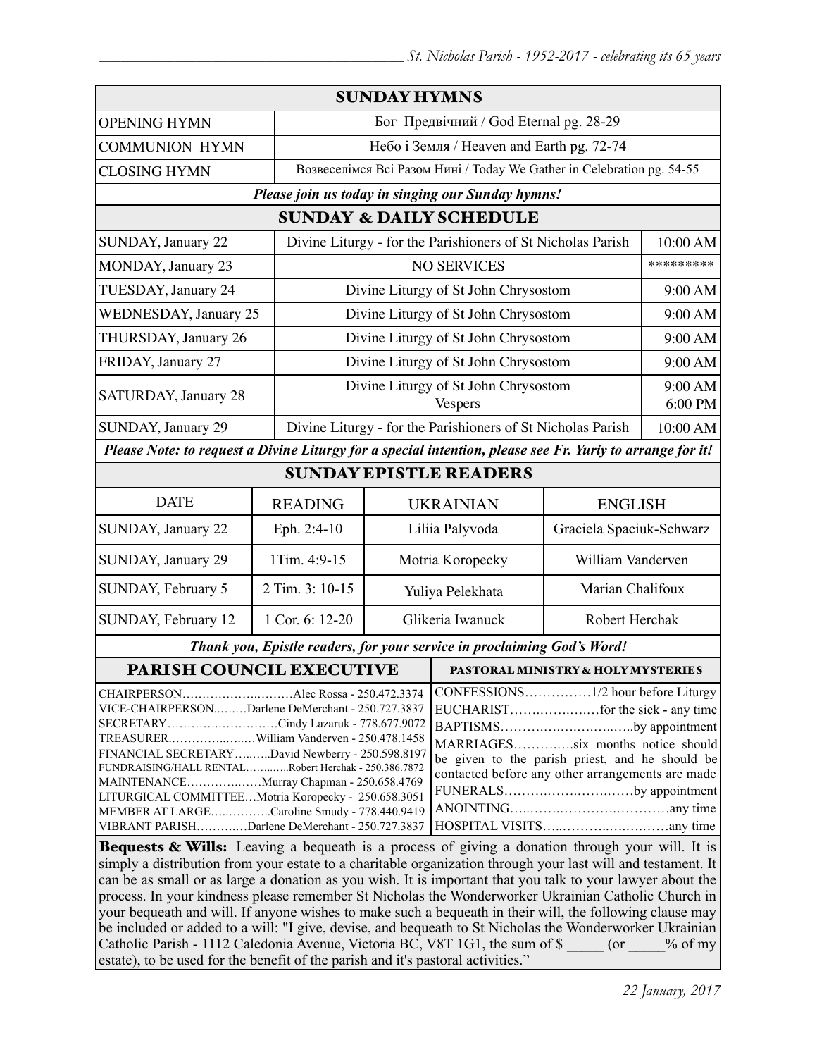## SUNDAY HYMNS

| | |
|---|---|
| OPENING HYMN | Бог Предвічний / God Eternal pg. 28-29 |
| COMMUNION HYMN | Небо і Земля / Heaven and Earth pg. 72-74 |
| CLOSING HYMN | Возвеселімся Всі Разом Нині / Today We Gather in Celebration pg. 54-55 |

***Please join us today in singing our Sunday hymns!***

## SUNDAY & DAILY SCHEDULE

| | | |
|---|---|---|
| SUNDAY, January 22 | Divine Liturgy - for the Parishioners of St Nicholas Parish | 10:00 AM |
| MONDAY, January 23 | NO SERVICES | ********* |
| TUESDAY, January 24 | Divine Liturgy of St John Chrysostom | 9:00 AM |
| WEDNESDAY, January 25 | Divine Liturgy of St John Chrysostom | 9:00 AM |
| THURSDAY, January 26 | Divine Liturgy of St John Chrysostom | 9:00 AM |
| FRIDAY, January 27 | Divine Liturgy of St John Chrysostom | 9:00 AM |
| SATURDAY, January 28 | Divine Liturgy of St John Chrysostom<br>Vespers | 9:00 AM<br>6:00 PM |
| SUNDAY, January 29 | Divine Liturgy - for the Parishioners of St Nicholas Parish | 10:00 AM |

***Please Note: to request a Divine Liturgy for a special intention, please see Fr. Yuriy to arrange for it!***

## SUNDAY EPISTLE READERS

| DATE | READING | UKRAINIAN | ENGLISH |
|---|---|---|---|
| SUNDAY, January 22 | Eph. 2:4-10 | Liliia Palyvoda | Graciela Spaciuk-Schwarz |
| SUNDAY, January 29 | 1Tim. 4:9-15 | Motria Koropecky | William Vanderven |
| SUNDAY, February 5 | 2 Tim. 3: 10-15 | Yuliya Pelekhata | Marian Chalifoux |
| SUNDAY, February 12 | 1 Cor. 6: 12-20 | Glikeria Iwanuck | Robert Herchak |

***Thank you, Epistle readers, for your service in proclaiming God's Word!***

## PARISH COUNCIL EXECUTIVE

CHAIRPERSON……………………….Alec Rossa - 250.472.3374
VICE-CHAIRPERSON……..Darlene DeMerchant - 250.727.3837
SECRETARY……………………….Cindy Lazaruk - 778.677.9072
TREASURER………………William Vanderven - 250.478.1458
FINANCIAL SECRETARY……..David Newberry - 250.598.8197
FUNDRAISING/HALL RENTAL……….Robert Herchak - 250.386.7872
MAINTENANCE………………Murray Chapman - 250.658.4769
LITURGICAL COMMITTEE…Motria Koropecky - 250.658.3051
MEMBER AT LARGE…………..Caroline Smudy - 778.440.9419
VIBRANT PARISH…………Darlene DeMerchant - 250.727.3837

## PASTORAL MINISTRY & HOLY MYSTERIES

CONFESSIONS……………1/2 hour before Liturgy
EUCHARIST………………for the sick - any time
BAPTISMS……………………………by appointment
MARRIAGES…………six months notice should be given to the parish priest, and he should be contacted before any other arrangements are made
FUNERALS……………………………by appointment
ANOINTING……………………………any time
HOSPITAL VISITS……………………any time

**Bequests & Wills:** Leaving a bequeath is a process of giving a donation through your will. It is simply a distribution from your estate to a charitable organization through your last will and testament. It can be as small or as large a donation as you wish. It is important that you talk to your lawyer about the process. In your kindness please remember St Nicholas the Wonderworker Ukrainian Catholic Church in your bequeath and will. If anyone wishes to make such a bequeath in their will, the following clause may be included or added to a will: "I give, devise, and bequeath to St Nicholas the Wonderworker Ukrainian Catholic Parish - 1112 Caledonia Avenue, Victoria BC, V8T 1G1, the sum of $ _____ (or _____% of my estate), to be used for the benefit of the parish and it's pastoral activities."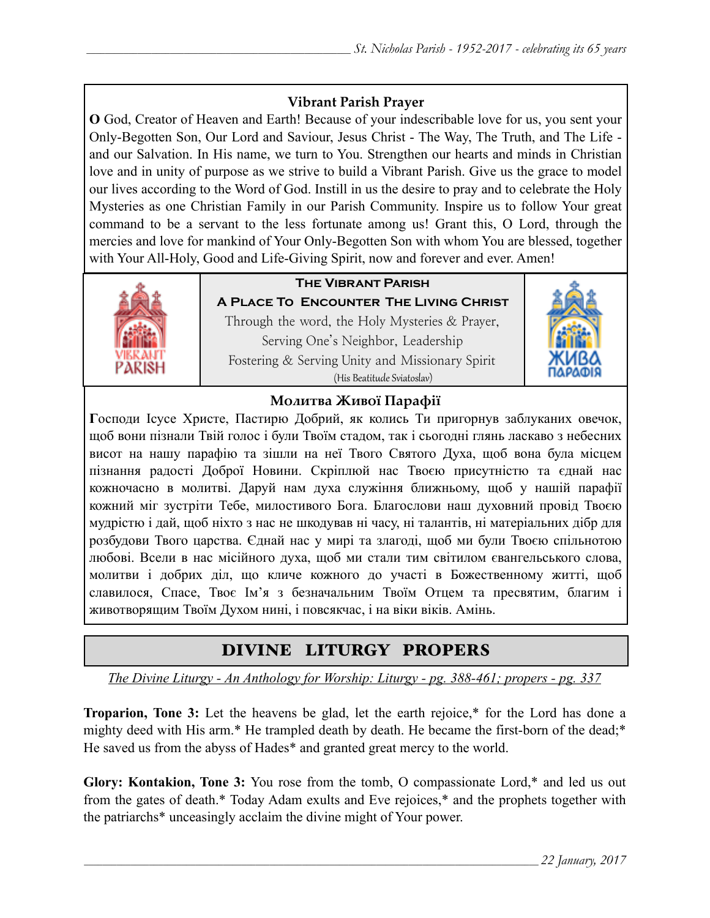### Vibrant Parish Prayer

**O** God, Creator of Heaven and Earth! Because of your indescribable love for us, you sent your Only-Begotten Son, Our Lord and Saviour, Jesus Christ - The Way, The Truth, and The Life - and our Salvation. In His name, we turn to You. Strengthen our hearts and minds in Christian love and in unity of purpose as we strive to build a Vibrant Parish. Give us the grace to model our lives according to the Word of God. Instill in us the desire to pray and to celebrate the Holy Mysteries as one Christian Family in our Parish Community. Inspire us to follow Your great command to be a servant to the less fortunate among us! Grant this, O Lord, through the mercies and love for mankind of Your Only-Begotten Son with whom You are blessed, together with Your All-Holy, Good and Life-Giving Spirit, now and forever and ever. Amen!

VIBRANT PARISH

**The Vibrant Parish**

**A Place To Encounter The Living Christ**

Through the word, the Holy Mysteries & Prayer,
Serving One's Neighbor, Leadership
Fostering & Serving Unity and Missionary Spirit
(His Beatitude Sviatoslav)

ЖИВА ПАРАФІЯ

### Молитва Живої Парафії

**Г**осподи Ісусе Христе, Пастирю Добрий, як колись Ти пригорнув заблуканих овечок, щоб вони пізнали Твій голос і були Твоїм стадом, так і сьогодні глянь ласкаво з небесних висот на нашу парафію та зішли на неї Твого Святого Духа, щоб вона була місцем пізнання радості Доброї Новини. Скріплюй нас Твоєю присутністю та єднай нас кожночасно в молитві. Даруй нам духа служіння ближньому, щоб у нашій парафії кожний міг зустріти Тебе, милостивого Бога. Благослови наш духовний провід Твоєю мудрістю і дай, щоб ніхто з нас не шкодував ні часу, ні талантів, ні матеріальних дібр для розбудови Твого царства. Єднай нас у мирі та злагоді, щоб ми були Твоєю спільнотою любові. Всели в нас місійного духа, щоб ми стали тим світилом євангельського слова, молитви і добрих діл, що кличе кожного до участі в Божественному житті, щоб славилося, Спасе, Твоє Ім'я з безначальним Твоїм Отцем та пресвятим, благим і животворящим Твоїм Духом нині, і повсякчас, і на віки віків. Амінь.

## DIVINE LITURGY PROPERS

*The Divine Liturgy - An Anthology for Worship: Liturgy - pg. 388-461; propers - pg. 337*

**Troparion, Tone 3:** Let the heavens be glad, let the earth rejoice,* for the Lord has done a mighty deed with His arm.* He trampled death by death. He became the first-born of the dead;* He saved us from the abyss of Hades* and granted great mercy to the world.

**Glory: Kontakion, Tone 3:** You rose from the tomb, O compassionate Lord,* and led us out from the gates of death.* Today Adam exults and Eve rejoices,* and the prophets together with the patriarchs* unceasingly acclaim the divine might of Your power.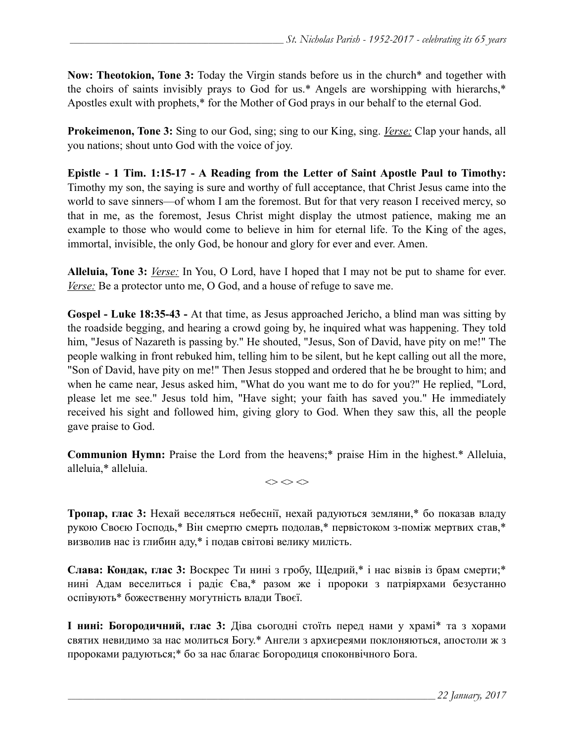**Now: Theotokion, Tone 3:** Today the Virgin stands before us in the church* and together with the choirs of saints invisibly prays to God for us.* Angels are worshipping with hierarchs,* Apostles exult with prophets,* for the Mother of God prays in our behalf to the eternal God.

**Prokeimenon, Tone 3:** Sing to our God, sing; sing to our King, sing. *Verse:* Clap your hands, all you nations; shout unto God with the voice of joy.

**Epistle - 1 Tim. 1:15-17 - A Reading from the Letter of Saint Apostle Paul to Timothy:** Timothy my son, the saying is sure and worthy of full acceptance, that Christ Jesus came into the world to save sinners—of whom I am the foremost. But for that very reason I received mercy, so that in me, as the foremost, Jesus Christ might display the utmost patience, making me an example to those who would come to believe in him for eternal life. To the King of the ages, immortal, invisible, the only God, be honour and glory for ever and ever. Amen.

**Alleluia, Tone 3:** *Verse:* In You, O Lord, have I hoped that I may not be put to shame for ever. *Verse:* Be a protector unto me, O God, and a house of refuge to save me.

**Gospel - Luke 18:35-43 -** At that time, as Jesus approached Jericho, a blind man was sitting by the roadside begging, and hearing a crowd going by, he inquired what was happening. They told him, "Jesus of Nazareth is passing by." He shouted, "Jesus, Son of David, have pity on me!" The people walking in front rebuked him, telling him to be silent, but he kept calling out all the more, "Son of David, have pity on me!" Then Jesus stopped and ordered that he be brought to him; and when he came near, Jesus asked him, "What do you want me to do for you?" He replied, "Lord, please let me see." Jesus told him, "Have sight; your faith has saved you." He immediately received his sight and followed him, giving glory to God. When they saw this, all the people gave praise to God.

**Communion Hymn:** Praise the Lord from the heavens;* praise Him in the highest.* Alleluia, alleluia,* alleluia.

<> <> <>

**Тропар, глас 3:** Нехай веселяться небеснії, нехай радуються земляни,* бо показав владу рукою Своєю Господь,* Він смертю смерть подолав,* первістоком з-поміж мертвих став,* визволив нас із глибин аду,* і подав світові велику милість.

**Слава: Кондак, глас 3:** Воскрес Ти нині з гробу, Щедрий,* і нас візвів із брам смерти;* нині Адам веселиться і радіє Єва,* разом же і пророки з патріярхами безустанно оспівують* божественну могутність влади Твоєї.

**І нині: Богородичний, глас 3:** Діва сьогодні стоїть перед нами у храмі* та з хорами святих невидимо за нас молиться Богу.* Ангели з архиєреями поклоняються, апостоли ж з пророками радуються;* бо за нас благає Богородиця споконвічного Бога.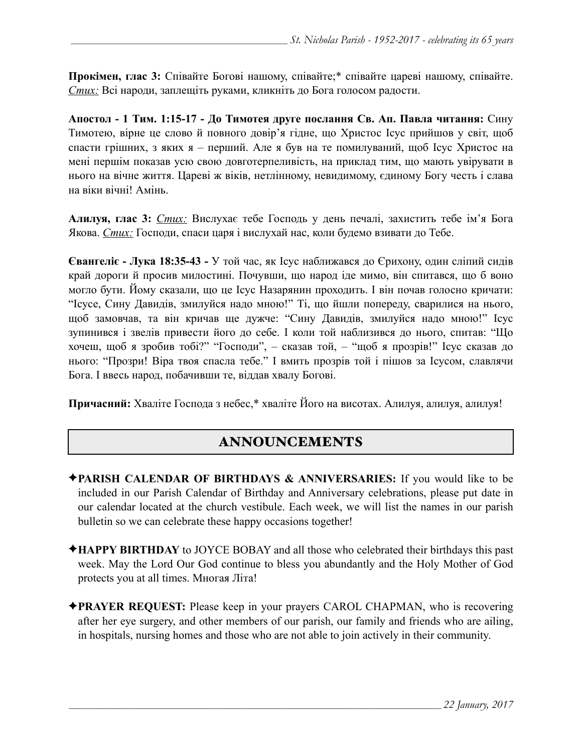**Прокімен, глас 3:** Співайте Богові нашому, співайте;* співайте цареві нашому, співайте. *Стих:* Всі народи, заплещіть руками, кликніть до Бога голосом радости.

**Апостол - 1 Тим. 1:15-17 - До Тимотея друге послання Св. Ап. Павла читання:** Сину Тимотею, вірне це слово й повного довір'я гідне, що Христос Ісус прийшов у світ, щоб спасти грішних, з яких я – перший. Але я був на те помилуваний, щоб Ісус Христос на мені першім показав усю свою довготерпеливість, на приклад тим, що мають увірувати в нього на вічне життя. Цареві ж віків, нетлінному, невидимому, єдиному Богу честь і слава на віки вічні! Амінь.

**Алилуя, глас 3:** *Стих:* Вислухає тебе Господь у день печалі, захистить тебе ім'я Бога Якова. *Стих:* Господи, спаси царя і вислухай нас, коли будемо взивати до Тебе.

**Євангеліє - Лука 18:35-43 -** У той час, як Ісус наближався до Єрихону, один сліпий сидів край дороги й просив милостині. Почувши, що народ іде мимо, він спитався, що б воно могло бути. Йому сказали, що це Ісус Назарянин проходить. І він почав голосно кричати: "Ісусе, Сину Давидів, змилуйся надо мною!" Ті, що йшли попереду, сварилися на нього, щоб замовчав, та він кричав ще дужче: "Сину Давидів, змилуйся надо мною!" Ісус зупинився і звелів привести його до себе. І коли той наблизився до нього, спитав: "Що хочеш, щоб я зробив тобі?" "Господи", – сказав той, – "щоб я прозрів!" Ісус сказав до нього: "Прозри! Віра твоя спасла тебе." І вмить прозрів той і пішов за Ісусом, славлячи Бога. І ввесь народ, побачивши те, віддав хвалу Богові.

**Причасний:** Хваліте Господа з небес,* хваліте Його на висотах. Алилуя, алилуя, алилуя!

## ANNOUNCEMENTS

✦**PARISH CALENDAR OF BIRTHDAYS & ANNIVERSARIES:** If you would like to be included in our Parish Calendar of Birthday and Anniversary celebrations, please put date in our calendar located at the church vestibule. Each week, we will list the names in our parish bulletin so we can celebrate these happy occasions together!

✦**HAPPY BIRTHDAY** to JOYCE BOBAY and all those who celebrated their birthdays this past week. May the Lord Our God continue to bless you abundantly and the Holy Mother of God protects you at all times. Многая Літа!

✦**PRAYER REQUEST:** Please keep in your prayers CAROL CHAPMAN, who is recovering after her eye surgery, and other members of our parish, our family and friends who are ailing, in hospitals, nursing homes and those who are not able to join actively in their community.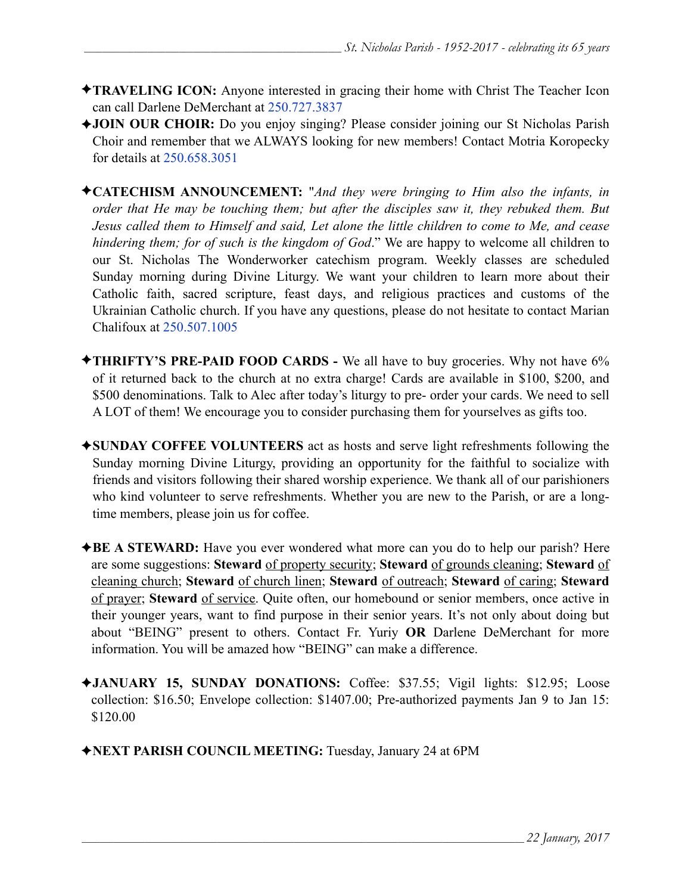✦**TRAVELING ICON:** Anyone interested in gracing their home with Christ The Teacher Icon can call Darlene DeMerchant at 250.727.3837

✦**JOIN OUR CHOIR:** Do you enjoy singing? Please consider joining our St Nicholas Parish Choir and remember that we ALWAYS looking for new members! Contact Motria Koropecky for details at 250.658.3051

✦**CATECHISM ANNOUNCEMENT:** "*And they were bringing to Him also the infants, in order that He may be touching them; but after the disciples saw it, they rebuked them. But Jesus called them to Himself and said, Let alone the little children to come to Me, and cease hindering them; for of such is the kingdom of God*." We are happy to welcome all children to our St. Nicholas The Wonderworker catechism program. Weekly classes are scheduled Sunday morning during Divine Liturgy. We want your children to learn more about their Catholic faith, sacred scripture, feast days, and religious practices and customs of the Ukrainian Catholic church. If you have any questions, please do not hesitate to contact Marian Chalifoux at 250.507.1005

✦**THRIFTY'S PRE-PAID FOOD CARDS -** We all have to buy groceries. Why not have 6% of it returned back to the church at no extra charge! Cards are available in $100, $200, and $500 denominations. Talk to Alec after today's liturgy to pre- order your cards. We need to sell A LOT of them! We encourage you to consider purchasing them for yourselves as gifts too.

✦**SUNDAY COFFEE VOLUNTEERS** act as hosts and serve light refreshments following the Sunday morning Divine Liturgy, providing an opportunity for the faithful to socialize with friends and visitors following their shared worship experience. We thank all of our parishioners who kind volunteer to serve refreshments. Whether you are new to the Parish, or are a long-time members, please join us for coffee.

✦**BE A STEWARD:** Have you ever wondered what more can you do to help our parish? Here are some suggestions: **Steward** of property security; **Steward** of grounds cleaning; **Steward** of cleaning church; **Steward** of church linen; **Steward** of outreach; **Steward** of caring; **Steward** of prayer; **Steward** of service. Quite often, our homebound or senior members, once active in their younger years, want to find purpose in their senior years. It's not only about doing but about "BEING" present to others. Contact Fr. Yuriy **OR** Darlene DeMerchant for more information. You will be amazed how "BEING" can make a difference.

✦**JANUARY 15, SUNDAY DONATIONS:** Coffee: $37.55; Vigil lights: $12.95; Loose collection: $16.50; Envelope collection: $1407.00; Pre-authorized payments Jan 9 to Jan 15: $120.00

✦**NEXT PARISH COUNCIL MEETING:** Tuesday, January 24 at 6PM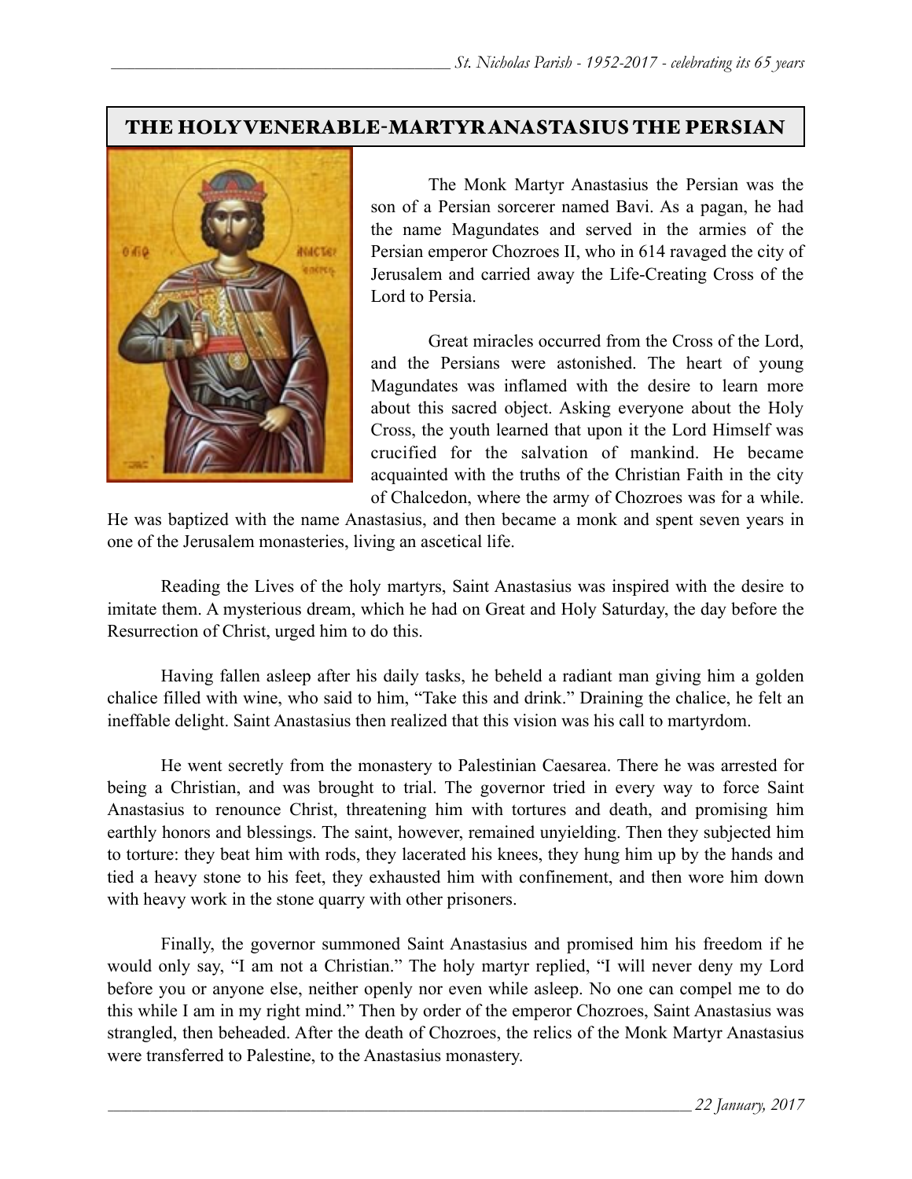# THE HOLY VENERABLE-MARTYR ANASTASIUS THE PERSIAN

The Monk Martyr Anastasius the Persian was the son of a Persian sorcerer named Bavi. As a pagan, he had the name Magundates and served in the armies of the Persian emperor Chozroes II, who in 614 ravaged the city of Jerusalem and carried away the Life-Creating Cross of the Lord to Persia.

Great miracles occurred from the Cross of the Lord, and the Persians were astonished. The heart of young Magundates was inflamed with the desire to learn more about this sacred object. Asking everyone about the Holy Cross, the youth learned that upon it the Lord Himself was crucified for the salvation of mankind. He became acquainted with the truths of the Christian Faith in the city of Chalcedon, where the army of Chozroes was for a while. He was baptized with the name Anastasius, and then became a monk and spent seven years in one of the Jerusalem monasteries, living an ascetical life.

Reading the Lives of the holy martyrs, Saint Anastasius was inspired with the desire to imitate them. A mysterious dream, which he had on Great and Holy Saturday, the day before the Resurrection of Christ, urged him to do this.

Having fallen asleep after his daily tasks, he beheld a radiant man giving him a golden chalice filled with wine, who said to him, “Take this and drink.” Draining the chalice, he felt an ineffable delight. Saint Anastasius then realized that this vision was his call to martyrdom.

He went secretly from the monastery to Palestinian Caesarea. There he was arrested for being a Christian, and was brought to trial. The governor tried in every way to force Saint Anastasius to renounce Christ, threatening him with tortures and death, and promising him earthly honors and blessings. The saint, however, remained unyielding. Then they subjected him to torture: they beat him with rods, they lacerated his knees, they hung him up by the hands and tied a heavy stone to his feet, they exhausted him with confinement, and then wore him down with heavy work in the stone quarry with other prisoners.

Finally, the governor summoned Saint Anastasius and promised him his freedom if he would only say, “I am not a Christian.” The holy martyr replied, “I will never deny my Lord before you or anyone else, neither openly nor even while asleep. No one can compel me to do this while I am in my right mind.” Then by order of the emperor Chozroes, Saint Anastasius was strangled, then beheaded. After the death of Chozroes, the relics of the Monk Martyr Anastasius were transferred to Palestine, to the Anastasius monastery.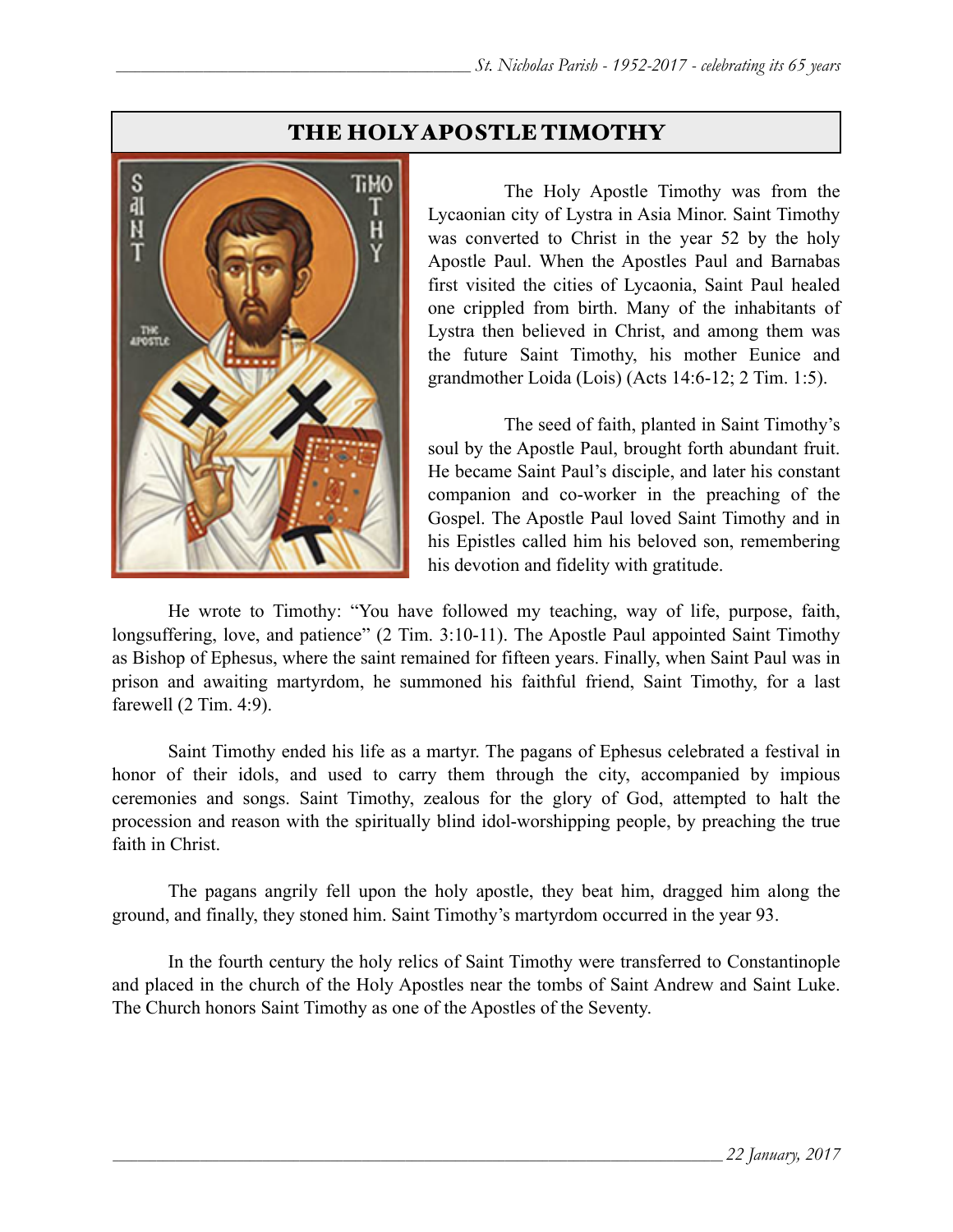# THE HOLY APOSTLE TIMOTHY

The Holy Apostle Timothy was from the Lycaonian city of Lystra in Asia Minor. Saint Timothy was converted to Christ in the year 52 by the holy Apostle Paul. When the Apostles Paul and Barnabas first visited the cities of Lycaonia, Saint Paul healed one crippled from birth. Many of the inhabitants of Lystra then believed in Christ, and among them was the future Saint Timothy, his mother Eunice and grandmother Loida (Lois) (Acts 14:6-12; 2 Tim. 1:5).

The seed of faith, planted in Saint Timothy's soul by the Apostle Paul, brought forth abundant fruit. He became Saint Paul's disciple, and later his constant companion and co-worker in the preaching of the Gospel. The Apostle Paul loved Saint Timothy and in his Epistles called him his beloved son, remembering his devotion and fidelity with gratitude.

He wrote to Timothy: "You have followed my teaching, way of life, purpose, faith, longsuffering, love, and patience" (2 Tim. 3:10-11). The Apostle Paul appointed Saint Timothy as Bishop of Ephesus, where the saint remained for fifteen years. Finally, when Saint Paul was in prison and awaiting martyrdom, he summoned his faithful friend, Saint Timothy, for a last farewell (2 Tim. 4:9).

Saint Timothy ended his life as a martyr. The pagans of Ephesus celebrated a festival in honor of their idols, and used to carry them through the city, accompanied by impious ceremonies and songs. Saint Timothy, zealous for the glory of God, attempted to halt the procession and reason with the spiritually blind idol-worshipping people, by preaching the true faith in Christ.

The pagans angrily fell upon the holy apostle, they beat him, dragged him along the ground, and finally, they stoned him. Saint Timothy's martyrdom occurred in the year 93.

In the fourth century the holy relics of Saint Timothy were transferred to Constantinople and placed in the church of the Holy Apostles near the tombs of Saint Andrew and Saint Luke. The Church honors Saint Timothy as one of the Apostles of the Seventy.